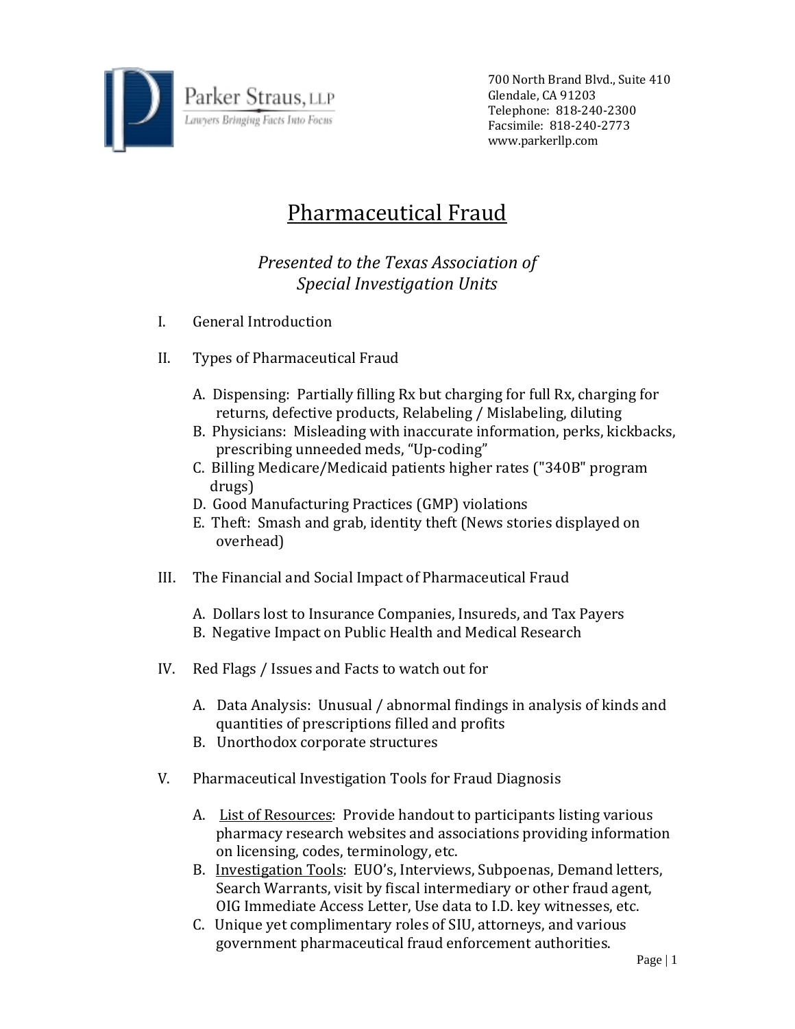Parker Straus, LLP
*Lawyers Bringing Facts Into Focus*

700 North Brand Blvd., Suite 410
Glendale, CA 91203
Telephone: 818-240-2300
Facsimile: 818-240-2773
www.parkerllp.com

# Pharmaceutical Fraud

*Presented to the Texas Association of Special Investigation Units*

I. General Introduction

II. Types of Pharmaceutical Fraud

   A. Dispensing: Partially filling Rx but charging for full Rx, charging for returns, defective products, Relabeling / Mislabeling, diluting
   B. Physicians: Misleading with inaccurate information, perks, kickbacks, prescribing unneeded meds, "Up-coding"
   C. Billing Medicare/Medicaid patients higher rates ("340B" program drugs)
   D. Good Manufacturing Practices (GMP) violations
   E. Theft: Smash and grab, identity theft (News stories displayed on overhead)

III. The Financial and Social Impact of Pharmaceutical Fraud

   A. Dollars lost to Insurance Companies, Insureds, and Tax Payers
   B. Negative Impact on Public Health and Medical Research

IV. Red Flags / Issues and Facts to watch out for

   A. Data Analysis: Unusual / abnormal findings in analysis of kinds and quantities of prescriptions filled and profits
   B. Unorthodox corporate structures

V. Pharmaceutical Investigation Tools for Fraud Diagnosis

   A. List of Resources: Provide handout to participants listing various pharmacy research websites and associations providing information on licensing, codes, terminology, etc.
   B. Investigation Tools: EUO's, Interviews, Subpoenas, Demand letters, Search Warrants, visit by fiscal intermediary or other fraud agent, OIG Immediate Access Letter, Use data to I.D. key witnesses, etc.
   C. Unique yet complimentary roles of SIU, attorneys, and various government pharmaceutical fraud enforcement authorities.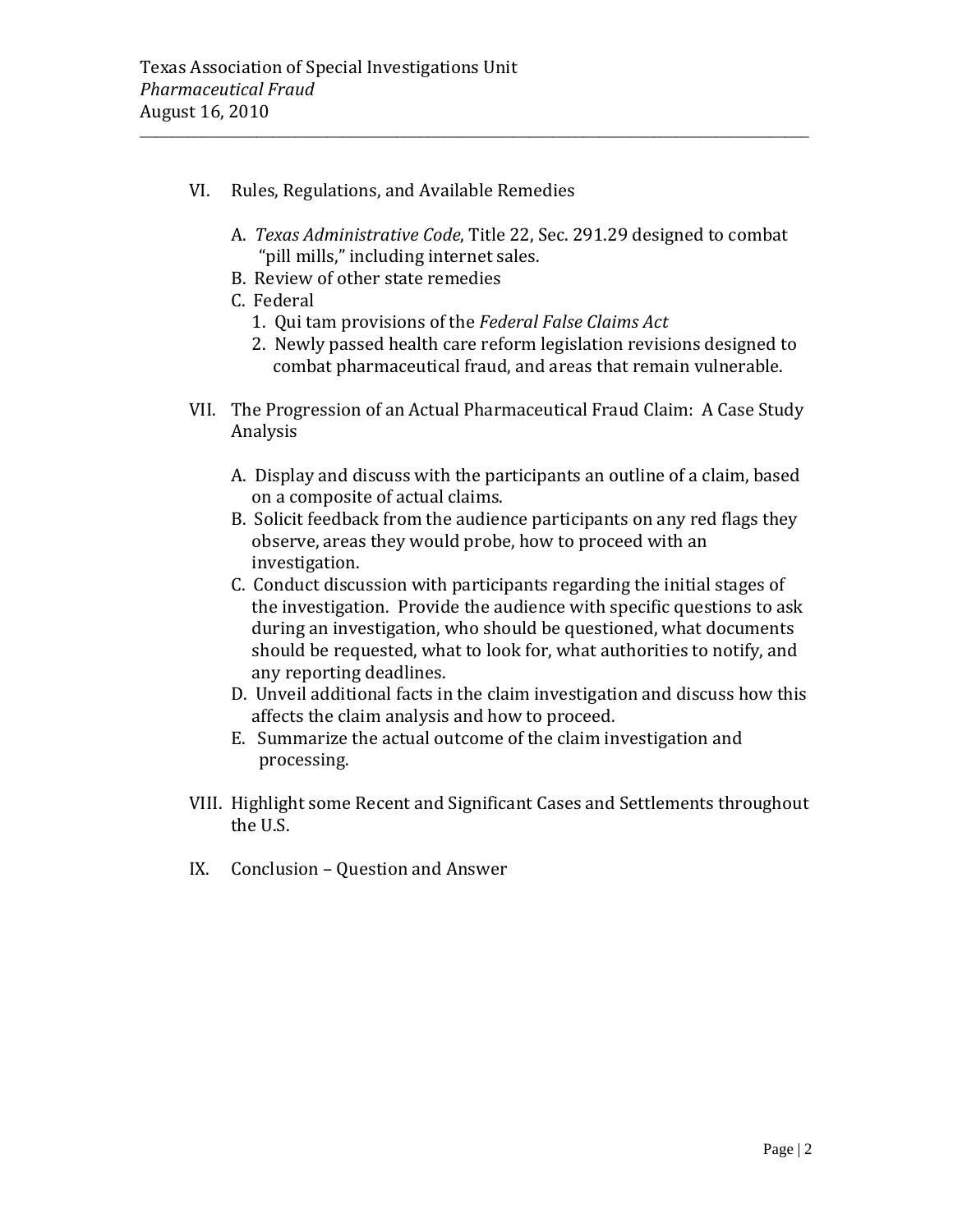VI. Rules, Regulations, and Available Remedies

   A. *Texas Administrative Code*, Title 22, Sec. 291.29 designed to combat "pill mills," including internet sales.
   B. Review of other state remedies
   C. Federal
      1. Qui tam provisions of the *Federal False Claims Act*
      2. Newly passed health care reform legislation revisions designed to combat pharmaceutical fraud, and areas that remain vulnerable.

VII. The Progression of an Actual Pharmaceutical Fraud Claim: A Case Study Analysis

   A. Display and discuss with the participants an outline of a claim, based on a composite of actual claims.
   B. Solicit feedback from the audience participants on any red flags they observe, areas they would probe, how to proceed with an investigation.
   C. Conduct discussion with participants regarding the initial stages of the investigation. Provide the audience with specific questions to ask during an investigation, who should be questioned, what documents should be requested, what to look for, what authorities to notify, and any reporting deadlines.
   D. Unveil additional facts in the claim investigation and discuss how this affects the claim analysis and how to proceed.
   E. Summarize the actual outcome of the claim investigation and processing.

VIII. Highlight some Recent and Significant Cases and Settlements throughout the U.S.

IX. Conclusion – Question and Answer